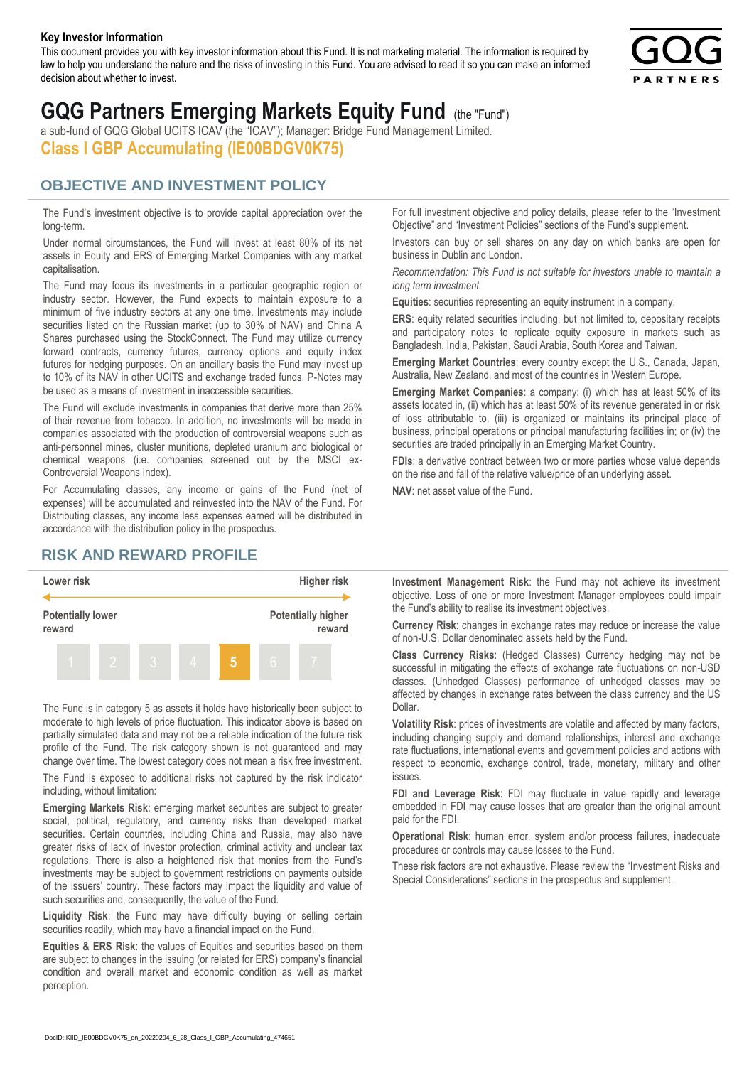**Key Investor Information**

This document provides you with key investor information about this Fund. It is not marketing material. The information is required by law to help you understand the nature and the risks of investing in this Fund. You are advised to read it so you can make an informed decision about whether to invest.

# GQG Partners Emerging Markets Equity Fund (the "Fund")

a sub-fund of GQG Global UCITS ICAV (the "ICAV"); Manager: Bridge Fund Management Limited.

## Class I GBP Accumulating (IE00BDGV0K75)

## OBJECTIVE AND INVESTMENT POLICY

The Fund's investment objective is to provide capital appreciation over the long-term.

Under normal circumstances, the Fund will invest at least 80% of its net assets in Equity and ERS of Emerging Market Companies with any market capitalisation.

The Fund may focus its investments in a particular geographic region or industry sector. However, the Fund expects to maintain exposure to a minimum of five industry sectors at any one time. Investments may include securities listed on the Russian market (up to 30% of NAV) and China A Shares purchased using the StockConnect. The Fund may utilize currency forward contracts, currency futures, currency options and equity index futures for hedging purposes. On an ancillary basis the Fund may invest up to 10% of its NAV in other UCITS and exchange traded funds. P-Notes may be used as a means of investment in inaccessible securities.

The Fund will exclude investments in companies that derive more than 25% of their revenue from tobacco. In addition, no investments will be made in companies associated with the production of controversial weapons such as anti-personnel mines, cluster munitions, depleted uranium and biological or chemical weapons (i.e. companies screened out by the MSCI ex-Controversial Weapons Index).

For Accumulating classes, any income or gains of the Fund (net of expenses) will be accumulated and reinvested into the NAV of the Fund. For Distributing classes, any income less expenses earned will be distributed in accordance with the distribution policy in the prospectus.

For full investment objective and policy details, please refer to the "Investment Objective" and "Investment Policies" sections of the Fund's supplement.

Investors can buy or sell shares on any day on which banks are open for business in Dublin and London.

*Recommendation: This Fund is not suitable for investors unable to maintain a long term investment.*

**Equities**: securities representing an equity instrument in a company.

**ERS**: equity related securities including, but not limited to, depositary receipts and participatory notes to replicate equity exposure in markets such as Bangladesh, India, Pakistan, Saudi Arabia, South Korea and Taiwan.

**Emerging Market Countries**: every country except the U.S., Canada, Japan, Australia, New Zealand, and most of the countries in Western Europe.

**Emerging Market Companies**: a company: (i) which has at least 50% of its assets located in, (ii) which has at least 50% of its revenue generated in or risk of loss attributable to, (iii) is organized or maintains its principal place of business, principal operations or principal manufacturing facilities in; or (iv) the securities are traded principally in an Emerging Market Country.

**FDIs**: a derivative contract between two or more parties whose value depends on the rise and fall of the relative value/price of an underlying asset.

**NAV**: net asset value of the Fund.

## RISK AND REWARD PROFILE

Lower risk — Higher risk

Potentially lower reward — Potentially higher reward

1 2 3 4 **5** 6 7

The Fund is in category 5 as assets it holds have historically been subject to moderate to high levels of price fluctuation. This indicator above is based on partially simulated data and may not be a reliable indication of the future risk profile of the Fund. The risk category shown is not guaranteed and may change over time. The lowest category does not mean a risk free investment.

The Fund is exposed to additional risks not captured by the risk indicator including, without limitation:

**Emerging Markets Risk**: emerging market securities are subject to greater social, political, regulatory, and currency risks than developed market securities. Certain countries, including China and Russia, may also have greater risks of lack of investor protection, criminal activity and unclear tax regulations. There is also a heightened risk that monies from the Fund's investments may be subject to government restrictions on payments outside of the issuers' country. These factors may impact the liquidity and value of such securities and, consequently, the value of the Fund.

**Liquidity Risk**: the Fund may have difficulty buying or selling certain securities readily, which may have a financial impact on the Fund.

**Equities & ERS Risk**: the values of Equities and securities based on them are subject to changes in the issuing (or related for ERS) company's financial condition and overall market and economic condition as well as market perception.

**Investment Management Risk**: the Fund may not achieve its investment objective. Loss of one or more Investment Manager employees could impair the Fund's ability to realise its investment objectives.

**Currency Risk**: changes in exchange rates may reduce or increase the value of non-U.S. Dollar denominated assets held by the Fund.

**Class Currency Risks**: (Hedged Classes) Currency hedging may not be successful in mitigating the effects of exchange rate fluctuations on non-USD classes. (Unhedged Classes) performance of unhedged classes may be affected by changes in exchange rates between the class currency and the US Dollar.

**Volatility Risk**: prices of investments are volatile and affected by many factors, including changing supply and demand relationships, interest and exchange rate fluctuations, international events and government policies and actions with respect to economic, exchange control, trade, monetary, military and other issues.

**FDI and Leverage Risk**: FDI may fluctuate in value rapidly and leverage embedded in FDI may cause losses that are greater than the original amount paid for the FDI.

**Operational Risk**: human error, system and/or process failures, inadequate procedures or controls may cause losses to the Fund.

These risk factors are not exhaustive. Please review the "Investment Risks and Special Considerations" sections in the prospectus and supplement.

DocID: KIID_IE00BDGV0K75_en_20220204_6_28_Class_I_GBP_Accumulating_474651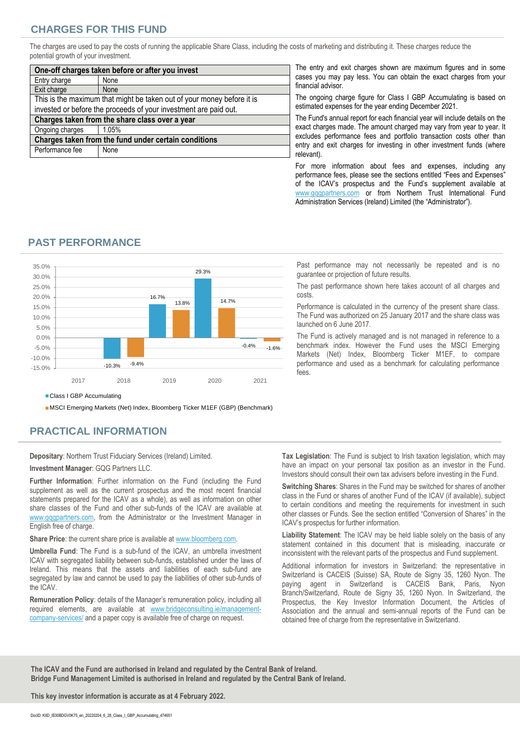## CHARGES FOR THIS FUND

The charges are used to pay the costs of running the applicable Share Class, including the costs of marketing and distributing it. These charges reduce the potential growth of your investment.

| | |
|---|---|
| **One-off charges taken before or after you invest** | |
| Entry charge | None |
| Exit charge | None |
| This is the maximum that might be taken out of your money before it is invested or before the proceeds of your investment are paid out. | |
| **Charges taken from the share class over a year** | |
| Ongoing charges | 1.05% |
| **Charges taken from the fund under certain conditions** | |
| Performance fee | None |

The entry and exit charges shown are maximum figures and in some cases you may pay less. You can obtain the exact charges from your financial advisor.

The ongoing charge figure for Class I GBP Accumulating is based on estimated expenses for the year ending December 2021.

The Fund's annual report for each financial year will include details on the exact charges made. The amount charged may vary from year to year. It excludes performance fees and portfolio transaction costs other than entry and exit charges for investing in other investment funds (where relevant).

For more information about fees and expenses, including any performance fees, please see the sections entitled "Fees and Expenses" of the ICAV's prospectus and the Fund's supplement available at www.gqgpartners.com or from Northern Trust International Fund Administration Services (Ireland) Limited (the "Administrator").

## PAST PERFORMANCE

35.0%
30.0%
25.0%
20.0%
15.0%
10.0%
5.0%
0.0%
-5.0%
-10.0%
-15.0%

-10.3% -9.4%
16.7% 13.8%
29.3% 14.7%
-0.4% -1.6%

2017 2018 2019 2020 2021

Class I GBP Accumulating

MSCI Emerging Markets (Net) Index, Bloomberg Ticker M1EF (GBP) (Benchmark)

Past performance may not necessarily be repeated and is no guarantee or projection of future results.

The past performance shown here takes account of all charges and costs.

Performance is calculated in the currency of the present share class. The Fund was authorized on 25 January 2017 and the share class was launched on 6 June 2017.

The Fund is actively managed and is not managed in reference to a benchmark index. However the Fund uses the MSCI Emerging Markets (Net) Index, Bloomberg Ticker M1EF, to compare performance and used as a benchmark for calculating performance fees.

## PRACTICAL INFORMATION

**Depositary**: Northern Trust Fiduciary Services (Ireland) Limited.

**Investment Manager**: GQG Partners LLC.

**Further Information**: Further information on the Fund (including the Fund supplement as well as the current prospectus and the most recent financial statements prepared for the ICAV as a whole), as well as information on other share classes of the Fund and other sub-funds of the ICAV are available at www.gqgpartners.com, from the Administrator or the Investment Manager in English free of charge.

**Share Price**: the current share price is available at www.bloomberg.com.

**Umbrella Fund**: The Fund is a sub-fund of the ICAV, an umbrella investment ICAV with segregated liability between sub-funds, established under the laws of Ireland. This means that the assets and liabilities of each sub-fund are segregated by law and cannot be used to pay the liabilities of other sub-funds of the ICAV.

**Remuneration Policy**: details of the Manager's remuneration policy, including all required elements, are available at www.bridgeconsulting.ie/management-company-services/ and a paper copy is available free of charge on request.

**Tax Legislation**: The Fund is subject to Irish taxation legislation, which may have an impact on your personal tax position as an investor in the Fund. Investors should consult their own tax advisers before investing in the Fund.

**Switching Shares**: Shares in the Fund may be switched for shares of another class in the Fund or shares of another Fund of the ICAV (if available), subject to certain conditions and meeting the requirements for investment in such other classes or Funds. See the section entitled "Conversion of Shares" in the ICAV's prospectus for further information.

**Liability Statement**: The ICAV may be held liable solely on the basis of any statement contained in this document that is misleading, inaccurate or inconsistent with the relevant parts of the prospectus and Fund supplement.

Additional information for investors in Switzerland: the representative in Switzerland is CACEIS (Suisse) SA, Route de Signy 35, 1260 Nyon. The paying agent in Switzerland is CACEIS Bank, Paris, Nyon Branch/Switzerland, Route de Signy 35, 1260 Nyon. In Switzerland, the Prospectus, the Key Investor Information Document, the Articles of Association and the annual and semi-annual reports of the Fund can be obtained free of charge from the representative in Switzerland.

**The ICAV and the Fund are authorised in Ireland and regulated by the Central Bank of Ireland.**
**Bridge Fund Management Limited is authorised in Ireland and regulated by the Central Bank of Ireland.**

**This key investor information is accurate as at 4 February 2022.**

DocID: KIID_IE00BDGV0K75_en_20220204_6_28_Class_I_GBP_Accumulating_474651